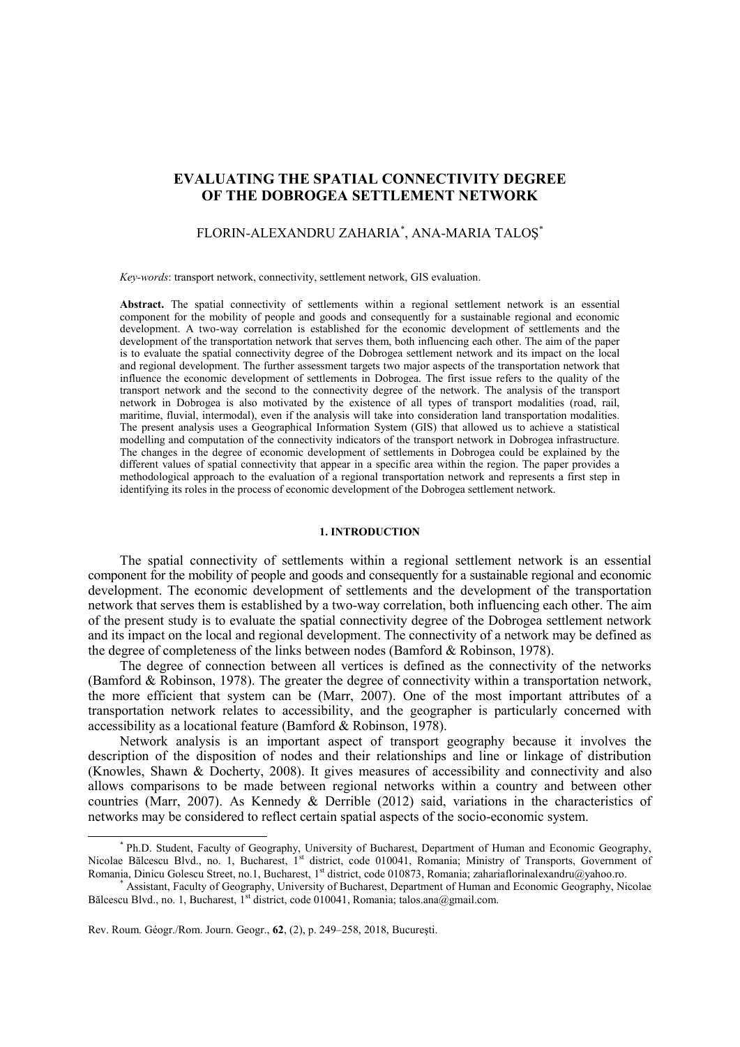# EVALUATING THE SPATIAL CONNECTIVITY DEGREE OF THE DOBROGEA SETTLEMENT NETWORK

FLORIN-ALEXANDRU ZAHARIA[*], ANA-MARIA TALOȘ[*]

*Key-words*: transport network, connectivity, settlement network, GIS evaluation.

**Abstract.** The spatial connectivity of settlements within a regional settlement network is an essential component for the mobility of people and goods and consequently for a sustainable regional and economic development. A two-way correlation is established for the economic development of settlements and the development of the transportation network that serves them, both influencing each other. The aim of the paper is to evaluate the spatial connectivity degree of the Dobrogea settlement network and its impact on the local and regional development. The further assessment targets two major aspects of the transportation network that influence the economic development of settlements in Dobrogea. The first issue refers to the quality of the transport network and the second to the connectivity degree of the network. The analysis of the transport network in Dobrogea is also motivated by the existence of all types of transport modalities (road, rail, maritime, fluvial, intermodal), even if the analysis will take into consideration land transportation modalities. The present analysis uses a Geographical Information System (GIS) that allowed us to achieve a statistical modelling and computation of the connectivity indicators of the transport network in Dobrogea infrastructure. The changes in the degree of economic development of settlements in Dobrogea could be explained by the different values of spatial connectivity that appear in a specific area within the region. The paper provides a methodological approach to the evaluation of a regional transportation network and represents a first step in identifying its roles in the process of economic development of the Dobrogea settlement network.

## 1. INTRODUCTION

The spatial connectivity of settlements within a regional settlement network is an essential component for the mobility of people and goods and consequently for a sustainable regional and economic development. The economic development of settlements and the development of the transportation network that serves them is established by a two-way correlation, both influencing each other. The aim of the present study is to evaluate the spatial connectivity degree of the Dobrogea settlement network and its impact on the local and regional development. The connectivity of a network may be defined as the degree of completeness of the links between nodes (Bamford & Robinson, 1978).

The degree of connection between all vertices is defined as the connectivity of the networks (Bamford & Robinson, 1978). The greater the degree of connectivity within a transportation network, the more efficient that system can be (Marr, 2007). One of the most important attributes of a transportation network relates to accessibility, and the geographer is particularly concerned with accessibility as a locational feature (Bamford & Robinson, 1978).

Network analysis is an important aspect of transport geography because it involves the description of the disposition of nodes and their relationships and line or linkage of distribution (Knowles, Shawn & Docherty, 2008). It gives measures of accessibility and connectivity and also allows comparisons to be made between regional networks within a country and between other countries (Marr, 2007). As Kennedy & Derrible (2012) said, variations in the characteristics of networks may be considered to reflect certain spatial aspects of the socio-economic system.

[*] Ph.D. Student, Faculty of Geography, University of Bucharest, Department of Human and Economic Geography, Nicolae Bălcescu Blvd., no. 1, Bucharest, 1st district, code 010041, Romania; Ministry of Transports, Government of Romania, Dinicu Golescu Street, no.1, Bucharest, 1st district, code 010873, Romania; zahariaflorinalexandru@yahoo.ro.

[*] Assistant, Faculty of Geography, University of Bucharest, Department of Human and Economic Geography, Nicolae Bălcescu Blvd., no. 1, Bucharest, 1st district, code 010041, Romania; talos.ana@gmail.com.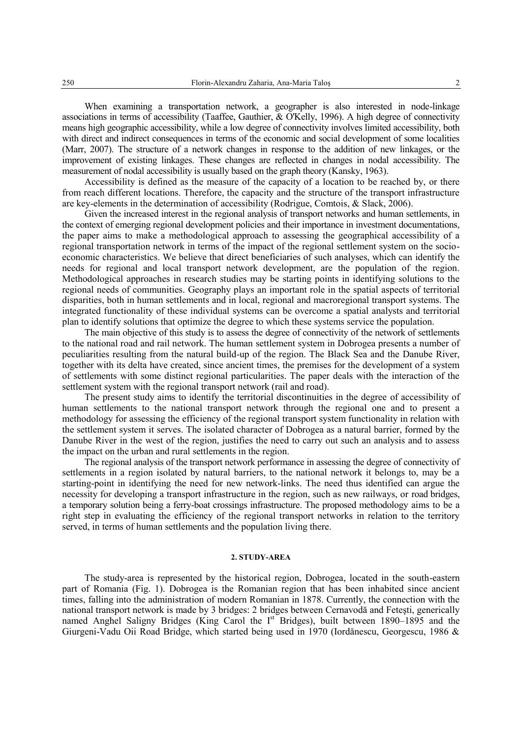When examining a transportation network, a geographer is also interested in node-linkage associations in terms of accessibility (Taaffee, Gauthier, & O'Kelly, 1996). A high degree of connectivity means high geographic accessibility, while a low degree of connectivity involves limited accessibility, both with direct and indirect consequences in terms of the economic and social development of some localities (Marr, 2007). The structure of a network changes in response to the addition of new linkages, or the improvement of existing linkages. These changes are reflected in changes in nodal accessibility. The measurement of nodal accessibility is usually based on the graph theory (Kansky, 1963).

Accessibility is defined as the measure of the capacity of a location to be reached by, or there from reach different locations. Therefore, the capacity and the structure of the transport infrastructure are key-elements in the determination of accessibility (Rodrigue, Comtois, & Slack, 2006).

Given the increased interest in the regional analysis of transport networks and human settlements, in the context of emerging regional development policies and their importance in investment documentations, the paper aims to make a methodological approach to assessing the geographical accessibility of a regional transportation network in terms of the impact of the regional settlement system on the socio-economic characteristics. We believe that direct beneficiaries of such analyses, which can identify the needs for regional and local transport network development, are the population of the region. Methodological approaches in research studies may be starting points in identifying solutions to the regional needs of communities. Geography plays an important role in the spatial aspects of territorial disparities, both in human settlements and in local, regional and macroregional transport systems. The integrated functionality of these individual systems can be overcome a spatial analysts and territorial plan to identify solutions that optimize the degree to which these systems service the population.

The main objective of this study is to assess the degree of connectivity of the network of settlements to the national road and rail network. The human settlement system in Dobrogea presents a number of peculiarities resulting from the natural build-up of the region. The Black Sea and the Danube River, together with its delta have created, since ancient times, the premises for the development of a system of settlements with some distinct regional particularities. The paper deals with the interaction of the settlement system with the regional transport network (rail and road).

The present study aims to identify the territorial discontinuities in the degree of accessibility of human settlements to the national transport network through the regional one and to present a methodology for assessing the efficiency of the regional transport system functionality in relation with the settlement system it serves. The isolated character of Dobrogea as a natural barrier, formed by the Danube River in the west of the region, justifies the need to carry out such an analysis and to assess the impact on the urban and rural settlements in the region.

The regional analysis of the transport network performance in assessing the degree of connectivity of settlements in a region isolated by natural barriers, to the national network it belongs to, may be a starting-point in identifying the need for new network-links. The need thus identified can argue the necessity for developing a transport infrastructure in the region, such as new railways, or road bridges, a temporary solution being a ferry-boat crossings infrastructure. The proposed methodology aims to be a right step in evaluating the efficiency of the regional transport networks in relation to the territory served, in terms of human settlements and the population living there.

## 2. STUDY-AREA

The study-area is represented by the historical region, Dobrogea, located in the south-eastern part of Romania (Fig. 1). Dobrogea is the Romanian region that has been inhabited since ancient times, falling into the administration of modern Romanian in 1878. Currently, the connection with the national transport network is made by 3 bridges: 2 bridges between Cernavodă and Feteşti, generically named Anghel Saligny Bridges (King Carol the I[st] Bridges), built between 1890–1895 and the Giurgeni-Vadu Oii Road Bridge, which started being used in 1970 (Iordănescu, Georgescu, 1986 &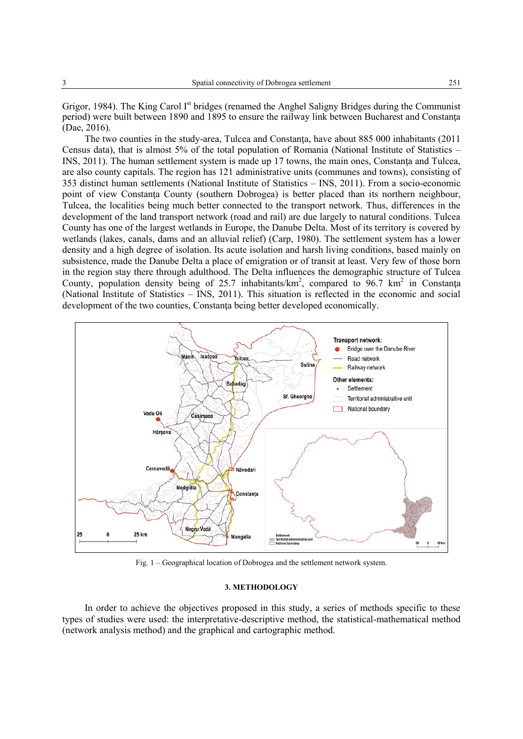Grigor, 1984). The King Carol I[st] bridges (renamed the Anghel Saligny Bridges during the Communist period) were built between 1890 and 1895 to ensure the railway link between Bucharest and Constanţa (Dae, 2016).

The two counties in the study-area, Tulcea and Constanţa, have about 885 000 inhabitants (2011 Census data), that is almost 5% of the total population of Romania (National Institute of Statistics – INS, 2011). The human settlement system is made up 17 towns, the main ones, Constanţa and Tulcea, are also county capitals. The region has 121 administrative units (communes and towns), consisting of 353 distinct human settlements (National Institute of Statistics – INS, 2011). From a socio-economic point of view Constanţa County (southern Dobrogea) is better placed than its northern neighbour, Tulcea, the localities being much better connected to the transport network. Thus, differences in the development of the land transport network (road and rail) are due largely to natural conditions. Tulcea County has one of the largest wetlands in Europe, the Danube Delta. Most of its territory is covered by wetlands (lakes, canals, dams and an alluvial relief) (Carp, 1980). The settlement system has a lower density and a high degree of isolation. Its acute isolation and harsh living conditions, based mainly on subsistence, made the Danube Delta a place of emigration or of transit at least. Very few of those born in the region stay there through adulthood. The Delta influences the demographic structure of Tulcea County, population density being of 25.7 inhabitants/km$^2$, compared to 96.7 km$^2$ in Constanţa (National Institute of Statistics – INS, 2011). This situation is reflected in the economic and social development of the two counties, Constanţa being better developed economically.

Fig. 1 – Geographical location of Dobrogea and the settlement network system.

### 3. METHODOLOGY

In order to achieve the objectives proposed in this study, a series of methods specific to these types of studies were used: the interpretative-descriptive method, the statistical-mathematical method (network analysis method) and the graphical and cartographic method.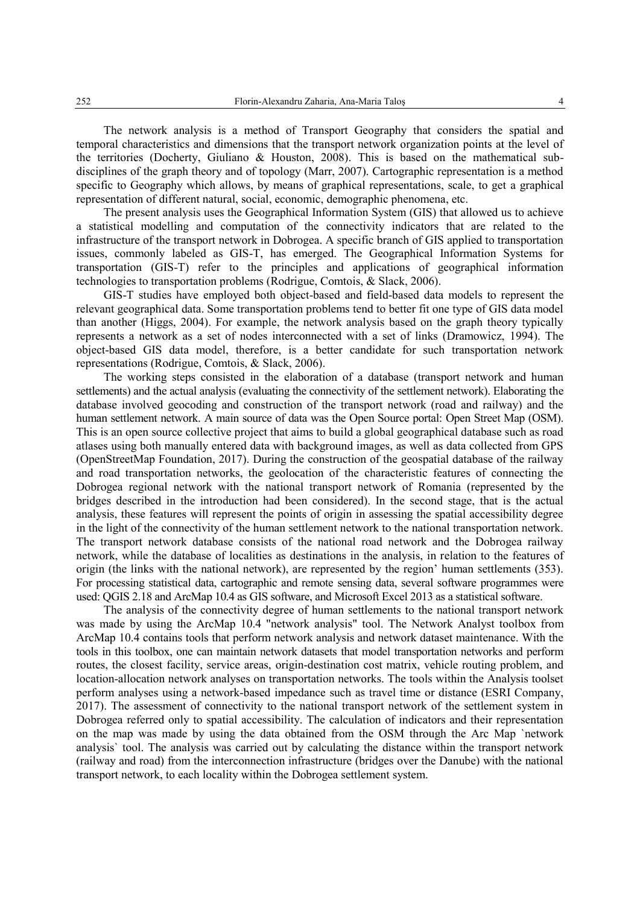The network analysis is a method of Transport Geography that considers the spatial and temporal characteristics and dimensions that the transport network organization points at the level of the territories (Docherty, Giuliano & Houston, 2008). This is based on the mathematical sub-disciplines of the graph theory and of topology (Marr, 2007). Cartographic representation is a method specific to Geography which allows, by means of graphical representations, scale, to get a graphical representation of different natural, social, economic, demographic phenomena, etc.

The present analysis uses the Geographical Information System (GIS) that allowed us to achieve a statistical modelling and computation of the connectivity indicators that are related to the infrastructure of the transport network in Dobrogea. A specific branch of GIS applied to transportation issues, commonly labeled as GIS-T, has emerged. The Geographical Information Systems for transportation (GIS-T) refer to the principles and applications of geographical information technologies to transportation problems (Rodrigue, Comtois, & Slack, 2006).

GIS-T studies have employed both object-based and field-based data models to represent the relevant geographical data. Some transportation problems tend to better fit one type of GIS data model than another (Higgs, 2004). For example, the network analysis based on the graph theory typically represents a network as a set of nodes interconnected with a set of links (Dramowicz, 1994). The object-based GIS data model, therefore, is a better candidate for such transportation network representations (Rodrigue, Comtois, & Slack, 2006).

The working steps consisted in the elaboration of a database (transport network and human settlements) and the actual analysis (evaluating the connectivity of the settlement network). Elaborating the database involved geocoding and construction of the transport network (road and railway) and the human settlement network. A main source of data was the Open Source portal: Open Street Map (OSM). This is an open source collective project that aims to build a global geographical database such as road atlases using both manually entered data with background images, as well as data collected from GPS (OpenStreetMap Foundation, 2017). During the construction of the geospatial database of the railway and road transportation networks, the geolocation of the characteristic features of connecting the Dobrogea regional network with the national transport network of Romania (represented by the bridges described in the introduction had been considered). In the second stage, that is the actual analysis, these features will represent the points of origin in assessing the spatial accessibility degree in the light of the connectivity of the human settlement network to the national transportation network. The transport network database consists of the national road network and the Dobrogea railway network, while the database of localities as destinations in the analysis, in relation to the features of origin (the links with the national network), are represented by the region' human settlements (353). For processing statistical data, cartographic and remote sensing data, several software programmes were used: QGIS 2.18 and ArcMap 10.4 as GIS software, and Microsoft Excel 2013 as a statistical software.

The analysis of the connectivity degree of human settlements to the national transport network was made by using the ArcMap 10.4 "network analysis" tool. The Network Analyst toolbox from ArcMap 10.4 contains tools that perform network analysis and network dataset maintenance. With the tools in this toolbox, one can maintain network datasets that model transportation networks and perform routes, the closest facility, service areas, origin-destination cost matrix, vehicle routing problem, and location-allocation network analyses on transportation networks. The tools within the Analysis toolset perform analyses using a network-based impedance such as travel time or distance (ESRI Company, 2017). The assessment of connectivity to the national transport network of the settlement system in Dobrogea referred only to spatial accessibility. The calculation of indicators and their representation on the map was made by using the data obtained from the OSM through the Arc Map `network analysis` tool. The analysis was carried out by calculating the distance within the transport network (railway and road) from the interconnection infrastructure (bridges over the Danube) with the national transport network, to each locality within the Dobrogea settlement system.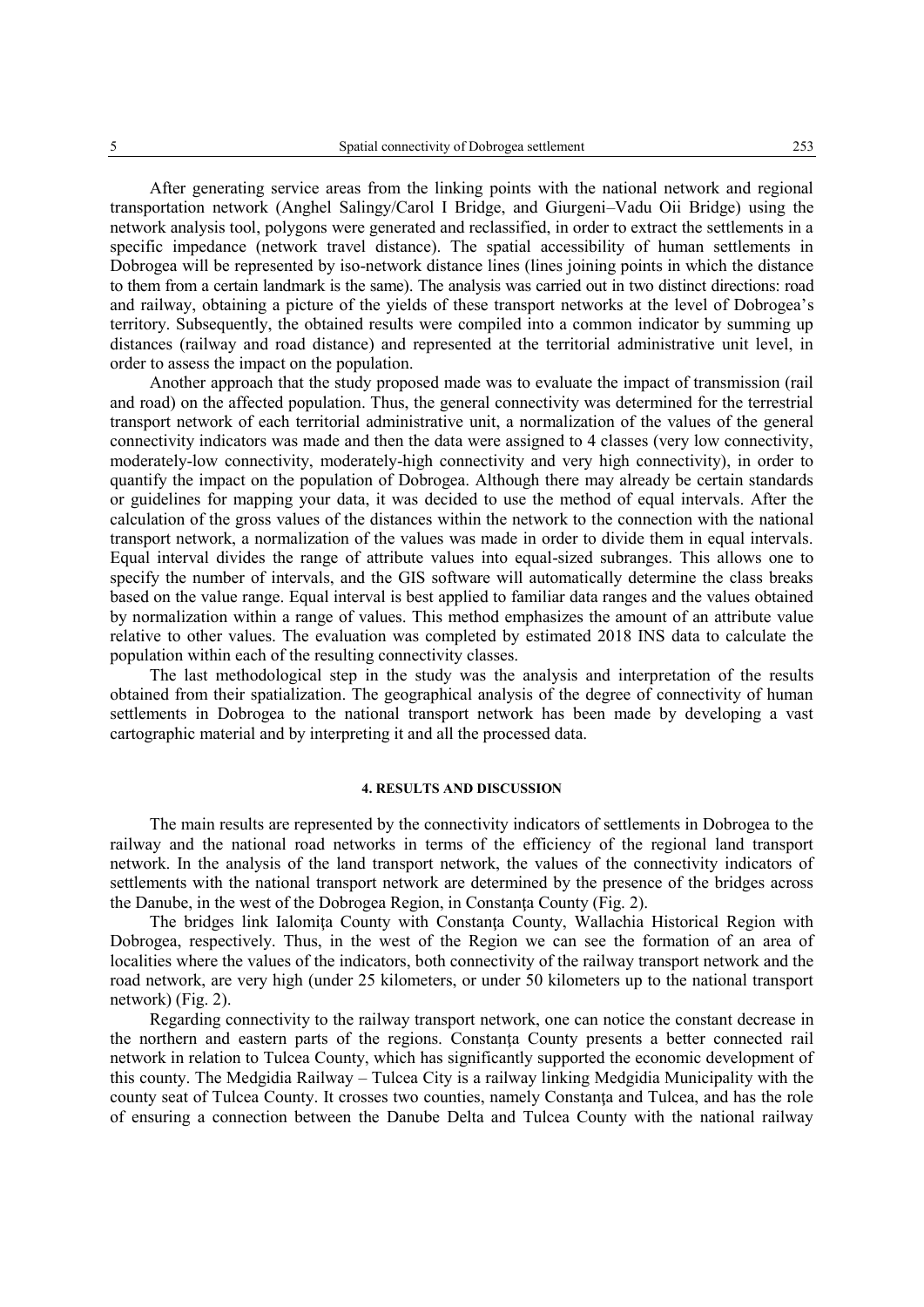After generating service areas from the linking points with the national network and regional transportation network (Anghel Salingy/Carol I Bridge, and Giurgeni–Vadu Oii Bridge) using the network analysis tool, polygons were generated and reclassified, in order to extract the settlements in a specific impedance (network travel distance). The spatial accessibility of human settlements in Dobrogea will be represented by iso-network distance lines (lines joining points in which the distance to them from a certain landmark is the same). The analysis was carried out in two distinct directions: road and railway, obtaining a picture of the yields of these transport networks at the level of Dobrogea's territory. Subsequently, the obtained results were compiled into a common indicator by summing up distances (railway and road distance) and represented at the territorial administrative unit level, in order to assess the impact on the population.

Another approach that the study proposed made was to evaluate the impact of transmission (rail and road) on the affected population. Thus, the general connectivity was determined for the terrestrial transport network of each territorial administrative unit, a normalization of the values of the general connectivity indicators was made and then the data were assigned to 4 classes (very low connectivity, moderately-low connectivity, moderately-high connectivity and very high connectivity), in order to quantify the impact on the population of Dobrogea. Although there may already be certain standards or guidelines for mapping your data, it was decided to use the method of equal intervals. After the calculation of the gross values of the distances within the network to the connection with the national transport network, a normalization of the values was made in order to divide them in equal intervals. Equal interval divides the range of attribute values into equal-sized subranges. This allows one to specify the number of intervals, and the GIS software will automatically determine the class breaks based on the value range. Equal interval is best applied to familiar data ranges and the values obtained by normalization within a range of values. This method emphasizes the amount of an attribute value relative to other values. The evaluation was completed by estimated 2018 INS data to calculate the population within each of the resulting connectivity classes.

The last methodological step in the study was the analysis and interpretation of the results obtained from their spatialization. The geographical analysis of the degree of connectivity of human settlements in Dobrogea to the national transport network has been made by developing a vast cartographic material and by interpreting it and all the processed data.

## 4. RESULTS AND DISCUSSION

The main results are represented by the connectivity indicators of settlements in Dobrogea to the railway and the national road networks in terms of the efficiency of the regional land transport network. In the analysis of the land transport network, the values of the connectivity indicators of settlements with the national transport network are determined by the presence of the bridges across the Danube, in the west of the Dobrogea Region, in Constanţa County (Fig. 2).

The bridges link Ialomiţa County with Constanţa County, Wallachia Historical Region with Dobrogea, respectively. Thus, in the west of the Region we can see the formation of an area of localities where the values of the indicators, both connectivity of the railway transport network and the road network, are very high (under 25 kilometers, or under 50 kilometers up to the national transport network) (Fig. 2).

Regarding connectivity to the railway transport network, one can notice the constant decrease in the northern and eastern parts of the regions. Constanţa County presents a better connected rail network in relation to Tulcea County, which has significantly supported the economic development of this county. The Medgidia Railway – Tulcea City is a railway linking Medgidia Municipality with the county seat of Tulcea County. It crosses two counties, namely Constanţa and Tulcea, and has the role of ensuring a connection between the Danube Delta and Tulcea County with the national railway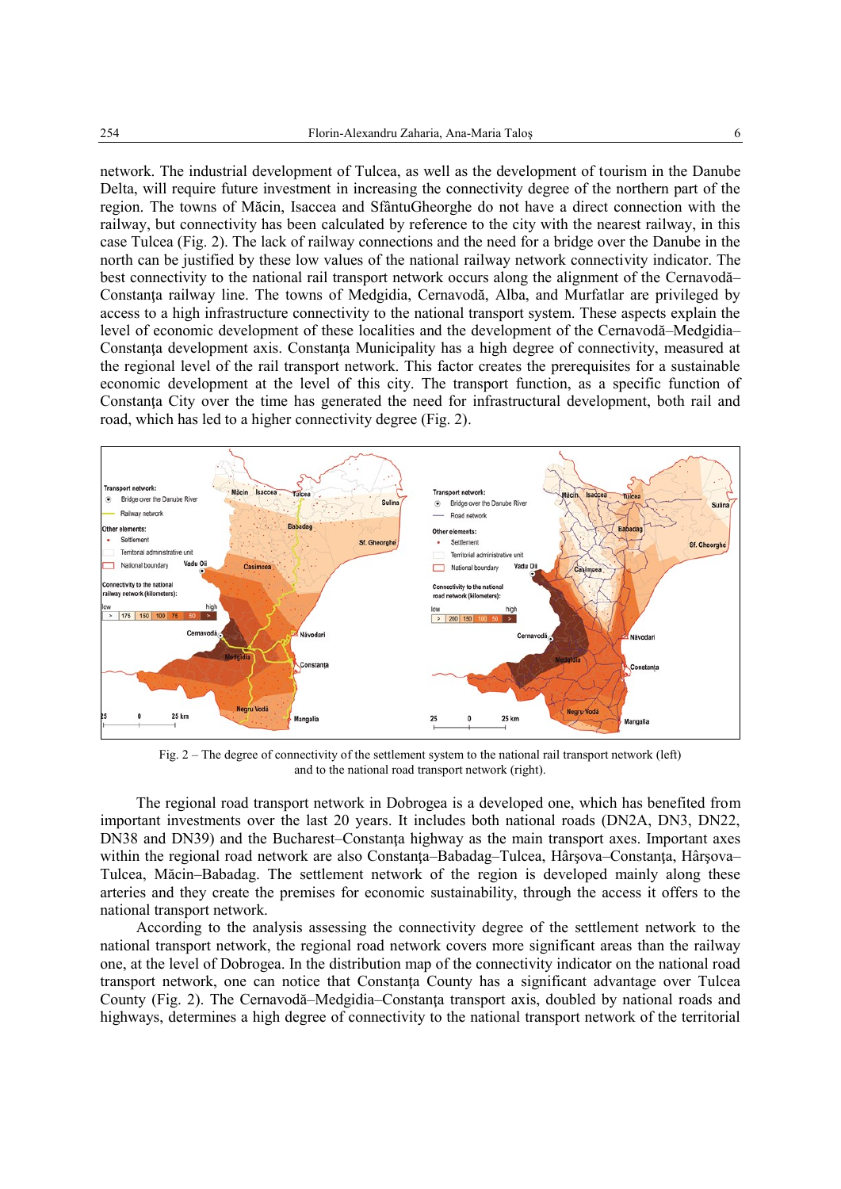network. The industrial development of Tulcea, as well as the development of tourism in the Danube Delta, will require future investment in increasing the connectivity degree of the northern part of the region. The towns of Măcin, Isaccea and SfântuGheorghe do not have a direct connection with the railway, but connectivity has been calculated by reference to the city with the nearest railway, in this case Tulcea (Fig. 2). The lack of railway connections and the need for a bridge over the Danube in the north can be justified by these low values of the national railway network connectivity indicator. The best connectivity to the national rail transport network occurs along the alignment of the Cernavodă–Constanţa railway line. The towns of Medgidia, Cernavodă, Alba, and Murfatlar are privileged by access to a high infrastructure connectivity to the national transport system. These aspects explain the level of economic development of these localities and the development of the Cernavodă–Medgidia–Constanţa development axis. Constanţa Municipality has a high degree of connectivity, measured at the regional level of the rail transport network. This factor creates the prerequisites for a sustainable economic development at the level of this city. The transport function, as a specific function of Constanţa City over the time has generated the need for infrastructural development, both rail and road, which has led to a higher connectivity degree (Fig. 2).

Fig. 2 – The degree of connectivity of the settlement system to the national rail transport network (left) and to the national road transport network (right).

The regional road transport network in Dobrogea is a developed one, which has benefited from important investments over the last 20 years. It includes both national roads (DN2A, DN3, DN22, DN38 and DN39) and the Bucharest–Constanţa highway as the main transport axes. Important axes within the regional road network are also Constanţa–Babadag–Tulcea, Hârşova–Constanţa, Hârşova–Tulcea, Măcin–Babadag. The settlement network of the region is developed mainly along these arteries and they create the premises for economic sustainability, through the access it offers to the national transport network.

According to the analysis assessing the connectivity degree of the settlement network to the national transport network, the regional road network covers more significant areas than the railway one, at the level of Dobrogea. In the distribution map of the connectivity indicator on the national road transport network, one can notice that Constanţa County has a significant advantage over Tulcea County (Fig. 2). The Cernavodă–Medgidia–Constanţa transport axis, doubled by national roads and highways, determines a high degree of connectivity to the national transport network of the territorial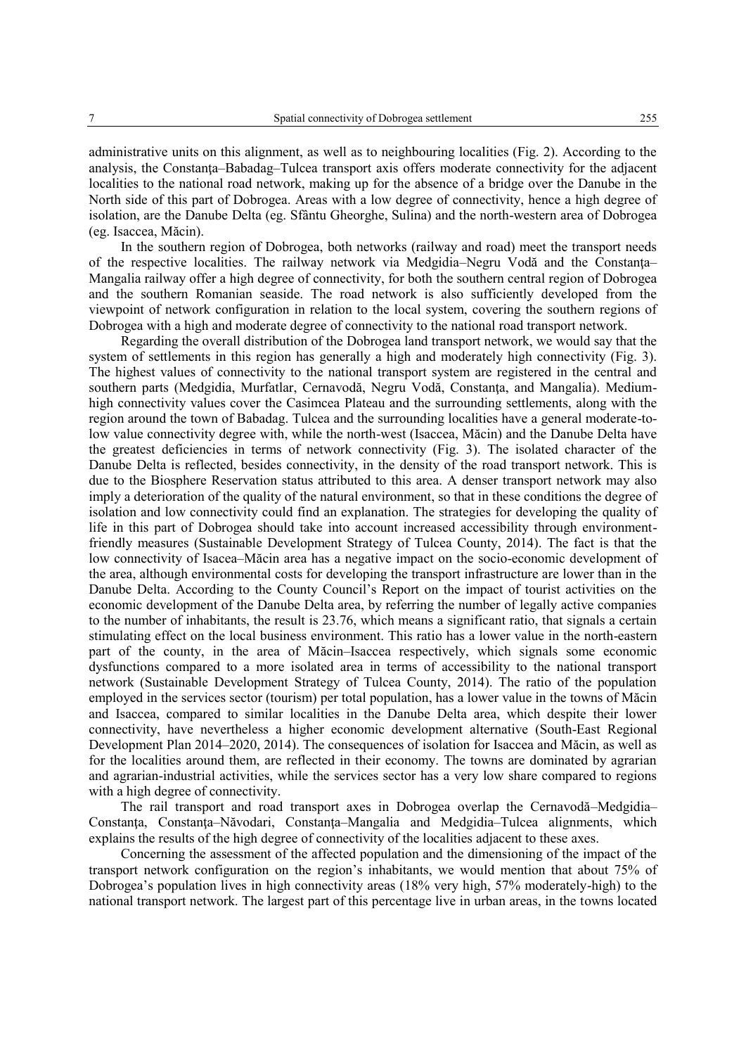administrative units on this alignment, as well as to neighbouring localities (Fig. 2). According to the analysis, the Constanţa–Babadag–Tulcea transport axis offers moderate connectivity for the adjacent localities to the national road network, making up for the absence of a bridge over the Danube in the North side of this part of Dobrogea. Areas with a low degree of connectivity, hence a high degree of isolation, are the Danube Delta (eg. Sfântu Gheorghe, Sulina) and the north-western area of Dobrogea (eg. Isaccea, Măcin).

In the southern region of Dobrogea, both networks (railway and road) meet the transport needs of the respective localities. The railway network via Medgidia–Negru Vodă and the Constanţa–Mangalia railway offer a high degree of connectivity, for both the southern central region of Dobrogea and the southern Romanian seaside. The road network is also sufficiently developed from the viewpoint of network configuration in relation to the local system, covering the southern regions of Dobrogea with a high and moderate degree of connectivity to the national road transport network.

Regarding the overall distribution of the Dobrogea land transport network, we would say that the system of settlements in this region has generally a high and moderately high connectivity (Fig. 3). The highest values of connectivity to the national transport system are registered in the central and southern parts (Medgidia, Murfatlar, Cernavodă, Negru Vodă, Constanţa, and Mangalia). Medium-high connectivity values cover the Casimcea Plateau and the surrounding settlements, along with the region around the town of Babadag. Tulcea and the surrounding localities have a general moderate-to-low value connectivity degree with, while the north-west (Isaccea, Măcin) and the Danube Delta have the greatest deficiencies in terms of network connectivity (Fig. 3). The isolated character of the Danube Delta is reflected, besides connectivity, in the density of the road transport network. This is due to the Biosphere Reservation status attributed to this area. A denser transport network may also imply a deterioration of the quality of the natural environment, so that in these conditions the degree of isolation and low connectivity could find an explanation. The strategies for developing the quality of life in this part of Dobrogea should take into account increased accessibility through environment-friendly measures (Sustainable Development Strategy of Tulcea County, 2014). The fact is that the low connectivity of Isacea–Măcin area has a negative impact on the socio-economic development of the area, although environmental costs for developing the transport infrastructure are lower than in the Danube Delta. According to the County Council's Report on the impact of tourist activities on the economic development of the Danube Delta area, by referring the number of legally active companies to the number of inhabitants, the result is 23.76, which means a significant ratio, that signals a certain stimulating effect on the local business environment. This ratio has a lower value in the north-eastern part of the county, in the area of Măcin–Isaccea respectively, which signals some economic dysfunctions compared to a more isolated area in terms of accessibility to the national transport network (Sustainable Development Strategy of Tulcea County, 2014). The ratio of the population employed in the services sector (tourism) per total population, has a lower value in the towns of Măcin and Isaccea, compared to similar localities in the Danube Delta area, which despite their lower connectivity, have nevertheless a higher economic development alternative (South-East Regional Development Plan 2014–2020, 2014). The consequences of isolation for Isaccea and Măcin, as well as for the localities around them, are reflected in their economy. The towns are dominated by agrarian and agrarian-industrial activities, while the services sector has a very low share compared to regions with a high degree of connectivity.

The rail transport and road transport axes in Dobrogea overlap the Cernavodă–Medgidia–Constanţa, Constanţa–Năvodari, Constanţa–Mangalia and Medgidia–Tulcea alignments, which explains the results of the high degree of connectivity of the localities adjacent to these axes.

Concerning the assessment of the affected population and the dimensioning of the impact of the transport network configuration on the region's inhabitants, we would mention that about 75% of Dobrogea's population lives in high connectivity areas (18% very high, 57% moderately-high) to the national transport network. The largest part of this percentage live in urban areas, in the towns located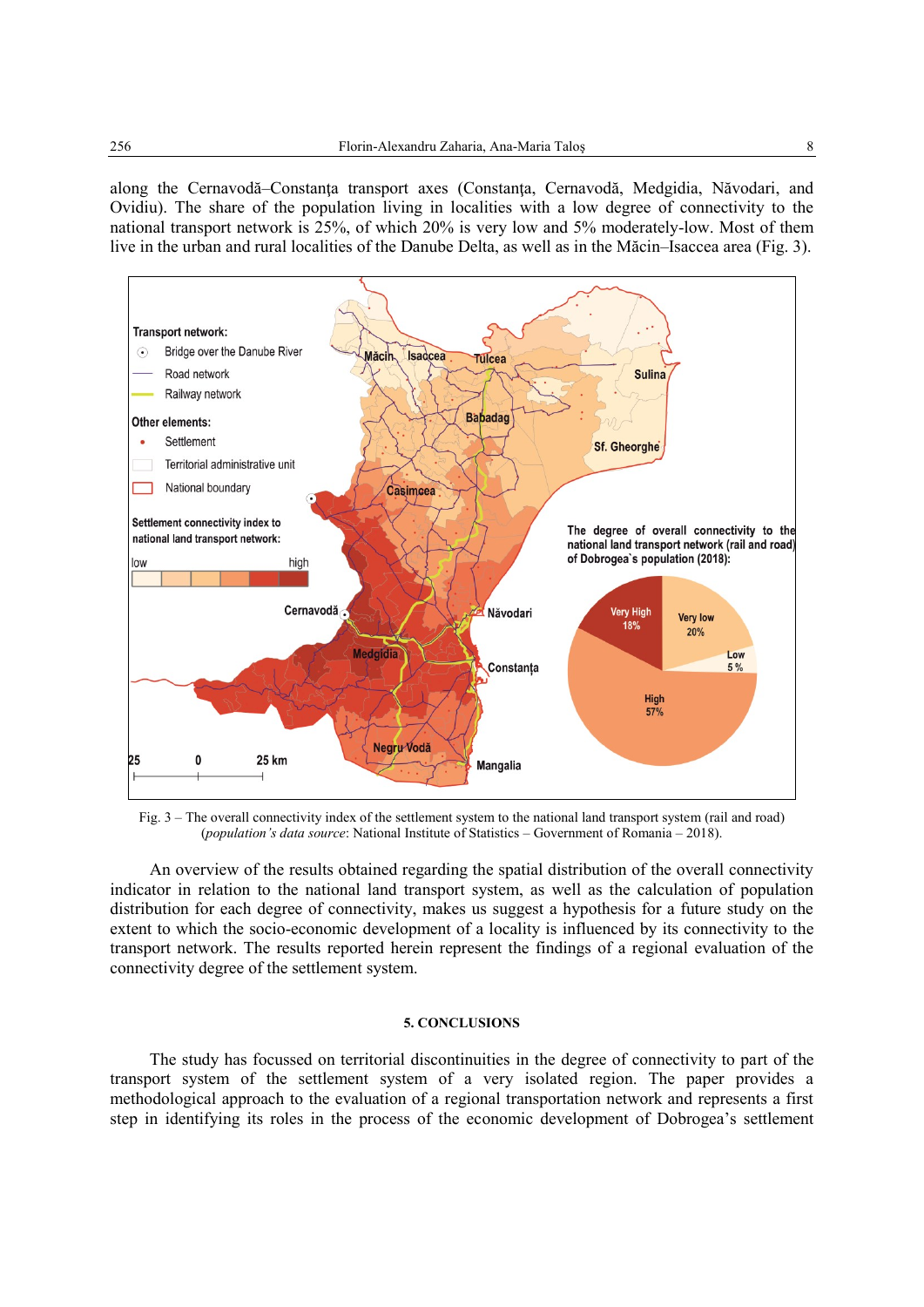along the Cernavodă–Constanţa transport axes (Constanţa, Cernavodă, Medgidia, Năvodari, and Ovidiu). The share of the population living in localities with a low degree of connectivity to the national transport network is 25%, of which 20% is very low and 5% moderately-low. Most of them live in the urban and rural localities of the Danube Delta, as well as in the Măcin–Isaccea area (Fig. 3).

Fig. 3 – The overall connectivity index of the settlement system to the national land transport system (rail and road) (*population's data source*: National Institute of Statistics – Government of Romania – 2018).

An overview of the results obtained regarding the spatial distribution of the overall connectivity indicator in relation to the national land transport system, as well as the calculation of population distribution for each degree of connectivity, makes us suggest a hypothesis for a future study on the extent to which the socio-economic development of a locality is influenced by its connectivity to the transport network. The results reported herein represent the findings of a regional evaluation of the connectivity degree of the settlement system.

## 5. CONCLUSIONS

The study has focussed on territorial discontinuities in the degree of connectivity to part of the transport system of the settlement system of a very isolated region. The paper provides a methodological approach to the evaluation of a regional transportation network and represents a first step in identifying its roles in the process of the economic development of Dobrogea's settlement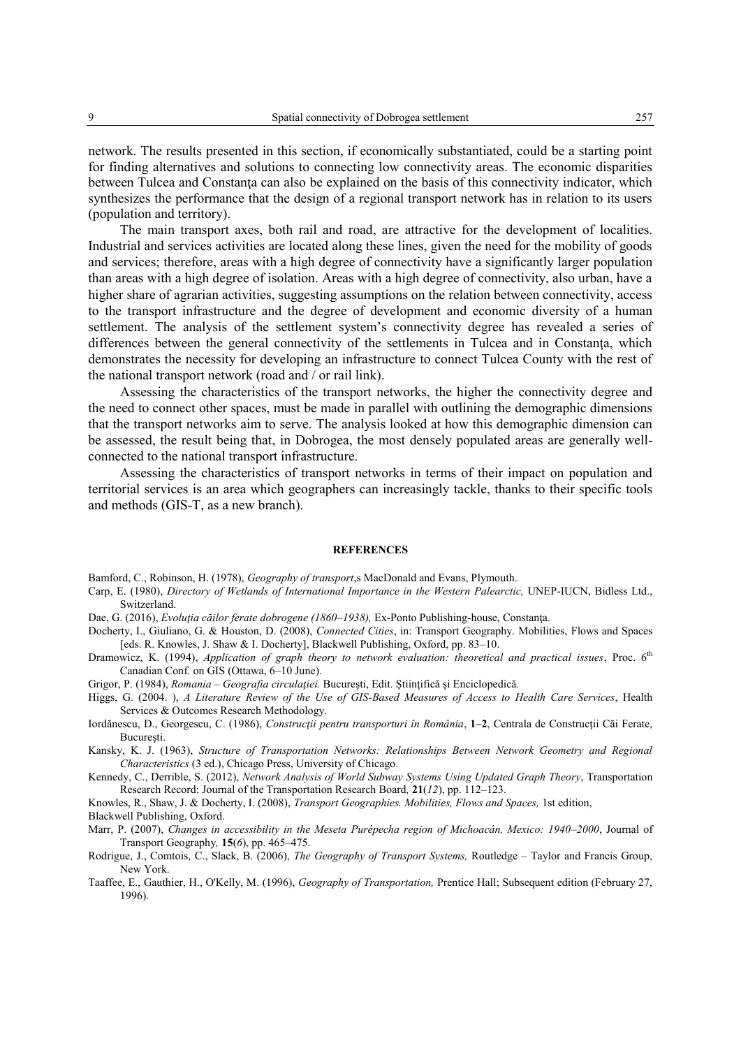network. The results presented in this section, if economically substantiated, could be a starting point for finding alternatives and solutions to connecting low connectivity areas. The economic disparities between Tulcea and Constanţa can also be explained on the basis of this connectivity indicator, which synthesizes the performance that the design of a regional transport network has in relation to its users (population and territory).

The main transport axes, both rail and road, are attractive for the development of localities. Industrial and services activities are located along these lines, given the need for the mobility of goods and services; therefore, areas with a high degree of connectivity have a significantly larger population than areas with a high degree of isolation. Areas with a high degree of connectivity, also urban, have a higher share of agrarian activities, suggesting assumptions on the relation between connectivity, access to the transport infrastructure and the degree of development and economic diversity of a human settlement. The analysis of the settlement system's connectivity degree has revealed a series of differences between the general connectivity of the settlements in Tulcea and in Constanţa, which demonstrates the necessity for developing an infrastructure to connect Tulcea County with the rest of the national transport network (road and / or rail link).

Assessing the characteristics of the transport networks, the higher the connectivity degree and the need to connect other spaces, must be made in parallel with outlining the demographic dimensions that the transport networks aim to serve. The analysis looked at how this demographic dimension can be assessed, the result being that, in Dobrogea, the most densely populated areas are generally well-connected to the national transport infrastructure.

Assessing the characteristics of transport networks in terms of their impact on population and territorial services is an area which geographers can increasingly tackle, thanks to their specific tools and methods (GIS-T, as a new branch).

## REFERENCES

Bamford, C., Robinson, H. (1978), *Geography of transport*,s MacDonald and Evans, Plymouth.

Carp, E. (1980), *Directory of Wetlands of International Importance in the Western Palearctic,* UNEP-IUCN, Bidless Ltd., Switzerland.

Dae, G. (2016), *Evoluţia căilor ferate dobrogene (1860–1938),* Ex-Ponto Publishing-house, Constanţa.

Docherty, I., Giuliano, G. & Houston, D. (2008), *Connected Cities*, in: Transport Geography. Mobilities, Flows and Spaces [eds. R. Knowles, J. Shaw & I. Docherty], Blackwell Publishing, Oxford, pp. 83–10.

Dramowicz, K. (1994), *Application of graph theory to network evaluation: theoretical and practical issues*, Proc. 6th Canadian Conf. on GIS (Ottawa, 6–10 June).

Grigor, P. (1984), *Romania – Geografia circulaţiei.* Bucureşti, Edit. Ştiinţifică şi Enciclopedică.

Higgs, G. (2004. ), *A Literature Review of the Use of GIS-Based Measures of Access to Health Care Services*, Health Services & Outcomes Research Methodology.

Iordănescu, D., Georgescu, C. (1986), *Construcţii pentru transporturi în România*, **1–2**, Centrala de Construcţii Căi Ferate, Bucureşti.

Kansky, K. J. (1963), *Structure of Transportation Networks: Relationships Between Network Geometry and Regional Characteristics* (3 ed.), Chicago Press, University of Chicago.

Kennedy, C., Derrible, S. (2012), *Network Analysis of World Subway Systems Using Updated Graph Theory*, Transportation Research Record: Journal of the Transportation Research Board*,* **21**(*12*), pp. 112–123.

Knowles, R., Shaw, J. & Docherty, I. (2008), *Transport Geographies. Mobilities, Flows and Spaces,* 1st edition,

Blackwell Publishing, Oxford.

Marr, P. (2007), *Changes in accessibility in the Meseta Purépecha region of Michoacán, Mexico: 1940–2000*, Journal of Transport Geography*,* **15**(*6*), pp. 465–475.

Rodrigue, J., Comtois, C., Slack, B. (2006), *The Geography of Transport Systems,* Routledge – Taylor and Francis Group, New York.

Taaffee, E., Gauthier, H., O'Kelly, M. (1996), *Geography of Transportation,* Prentice Hall; Subsequent edition (February 27, 1996).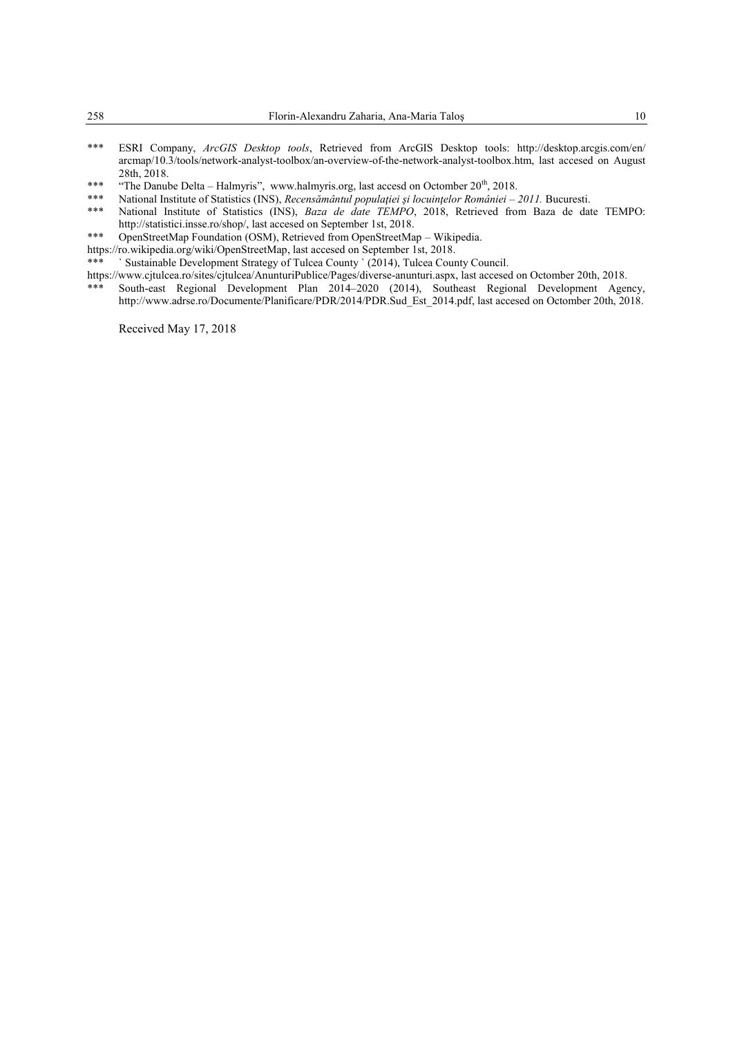*** ESRI Company, *ArcGIS Desktop tools*, Retrieved from ArcGIS Desktop tools: http://desktop.arcgis.com/en/arcmap/10.3/tools/network-analyst-toolbox/an-overview-of-the-network-analyst-toolbox.htm, last accesed on August 28th, 2018.

*** "The Danube Delta – Halmyris", www.halmyris.org, last accesd on Octomber 20th, 2018.

*** National Institute of Statistics (INS), *Recensământul populaţiei şi locuinţelor României – 2011.* Bucuresti.

*** National Institute of Statistics (INS), *Baza de date TEMPO*, 2018, Retrieved from Baza de date TEMPO: http://statistici.insse.ro/shop/, last accesed on September 1st, 2018.

*** OpenStreetMap Foundation (OSM), Retrieved from OpenStreetMap – Wikipedia.
https://ro.wikipedia.org/wiki/OpenStreetMap, last accesed on September 1st, 2018.

*** ` Sustainable Development Strategy of Tulcea County ` (2014), Tulcea County Council.
https://www.cjtulcea.ro/sites/cjtulcea/AnunturiPublice/Pages/diverse-anunturi.aspx, last accesed on Octomber 20th, 2018.

*** South-east Regional Development Plan 2014–2020 (2014), Southeast Regional Development Agency, http://www.adrse.ro/Documente/Planificare/PDR/2014/PDR.Sud_Est_2014.pdf, last accesed on Octomber 20th, 2018.

Received May 17, 2018